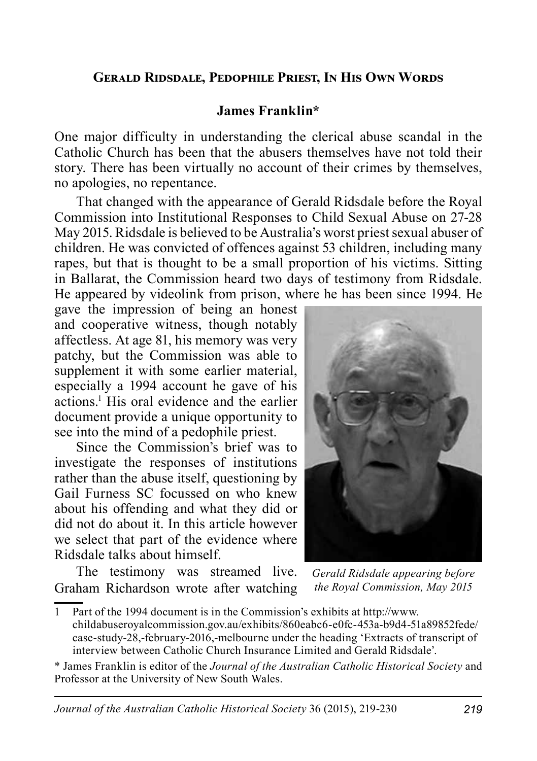## Gerald Ridsdale, Pedophile Priest, In His Own Words

**James Franklin***

One major difficulty in understanding the clerical abuse scandal in the Catholic Church has been that the abusers themselves have not told their story. There has been virtually no account of their crimes by themselves, no apologies, no repentance.

That changed with the appearance of Gerald Ridsdale before the Royal Commission into Institutional Responses to Child Sexual Abuse on 27-28 May 2015. Ridsdale is believed to be Australia's worst priest sexual abuser of children. He was convicted of offences against 53 children, including many rapes, but that is thought to be a small proportion of his victims. Sitting in Ballarat, the Commission heard two days of testimony from Ridsdale. He appeared by videolink from prison, where he has been since 1994. He gave the impression of being an honest and cooperative witness, though notably affectless. At age 81, his memory was very patchy, but the Commission was able to supplement it with some earlier material, especially a 1994 account he gave of his actions.[1] His oral evidence and the earlier document provide a unique opportunity to see into the mind of a pedophile priest.

Since the Commission's brief was to investigate the responses of institutions rather than the abuse itself, questioning by Gail Furness SC focussed on who knew about his offending and what they did or did not do about it. In this article however we select that part of the evidence where Ridsdale talks about himself.

*Gerald Ridsdale appearing before the Royal Commission, May 2015*

The testimony was streamed live. Graham Richardson wrote after watching

---

1 Part of the 1994 document is in the Commission's exhibits at http://www.childabuseroyalcommission.gov.au/exhibits/860eabc6-e0fc-453a-b9d4-51a89852fede/case-study-28,-february-2016,-melbourne under the heading 'Extracts of transcript of interview between Catholic Church Insurance Limited and Gerald Ridsdale'.

\* James Franklin is editor of the *Journal of the Australian Catholic Historical Society* and Professor at the University of New South Wales.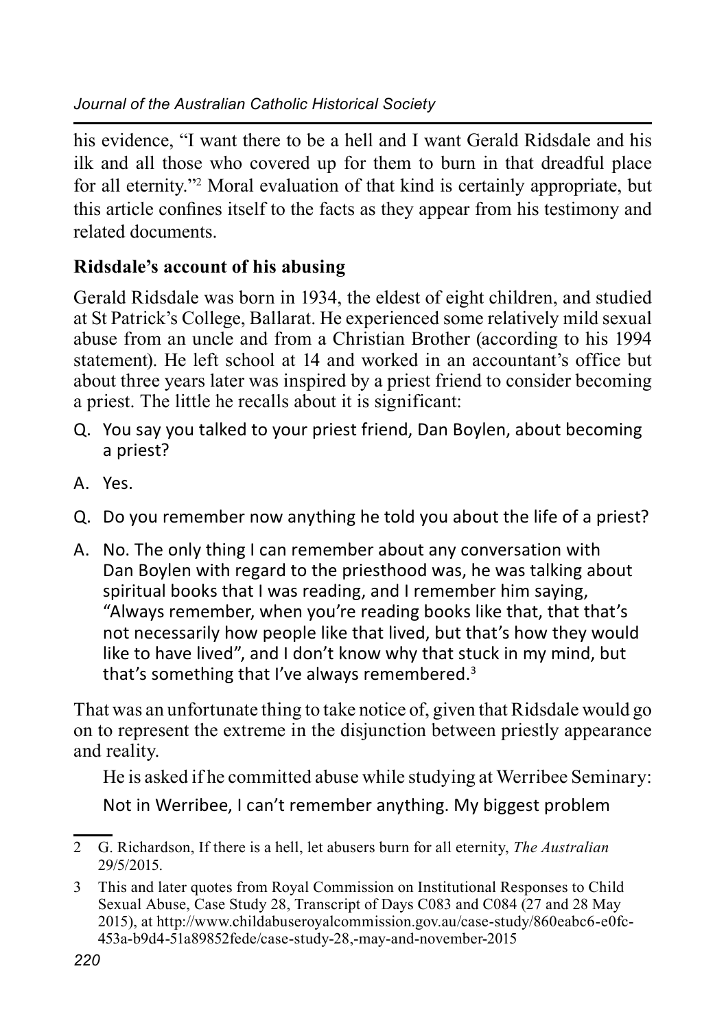his evidence, "I want there to be a hell and I want Gerald Ridsdale and his ilk and all those who covered up for them to burn in that dreadful place for all eternity."[2] Moral evaluation of that kind is certainly appropriate, but this article confines itself to the facts as they appear from his testimony and related documents.

## Ridsdale's account of his abusing

Gerald Ridsdale was born in 1934, the eldest of eight children, and studied at St Patrick's College, Ballarat. He experienced some relatively mild sexual abuse from an uncle and from a Christian Brother (according to his 1994 statement). He left school at 14 and worked in an accountant's office but about three years later was inspired by a priest friend to consider becoming a priest. The little he recalls about it is significant:

Q. You say you talked to your priest friend, Dan Boylen, about becoming a priest?

A. Yes.

Q. Do you remember now anything he told you about the life of a priest?

A. No. The only thing I can remember about any conversation with Dan Boylen with regard to the priesthood was, he was talking about spiritual books that I was reading, and I remember him saying, "Always remember, when you're reading books like that, that that's not necessarily how people like that lived, but that's how they would like to have lived", and I don't know why that stuck in my mind, but that's something that I've always remembered.[3]

That was an unfortunate thing to take notice of, given that Ridsdale would go on to represent the extreme in the disjunction between priestly appearance and reality.

He is asked if he committed abuse while studying at Werribee Seminary:

Not in Werribee, I can't remember anything. My biggest problem

---

2 G. Richardson, If there is a hell, let abusers burn for all eternity, *The Australian* 29/5/2015.

3 This and later quotes from Royal Commission on Institutional Responses to Child Sexual Abuse, Case Study 28, Transcript of Days C083 and C084 (27 and 28 May 2015), at http://www.childabuseroyalcommission.gov.au/case-study/860eabc6-e0fc-453a-b9d4-51a89852fede/case-study-28,-may-and-november-2015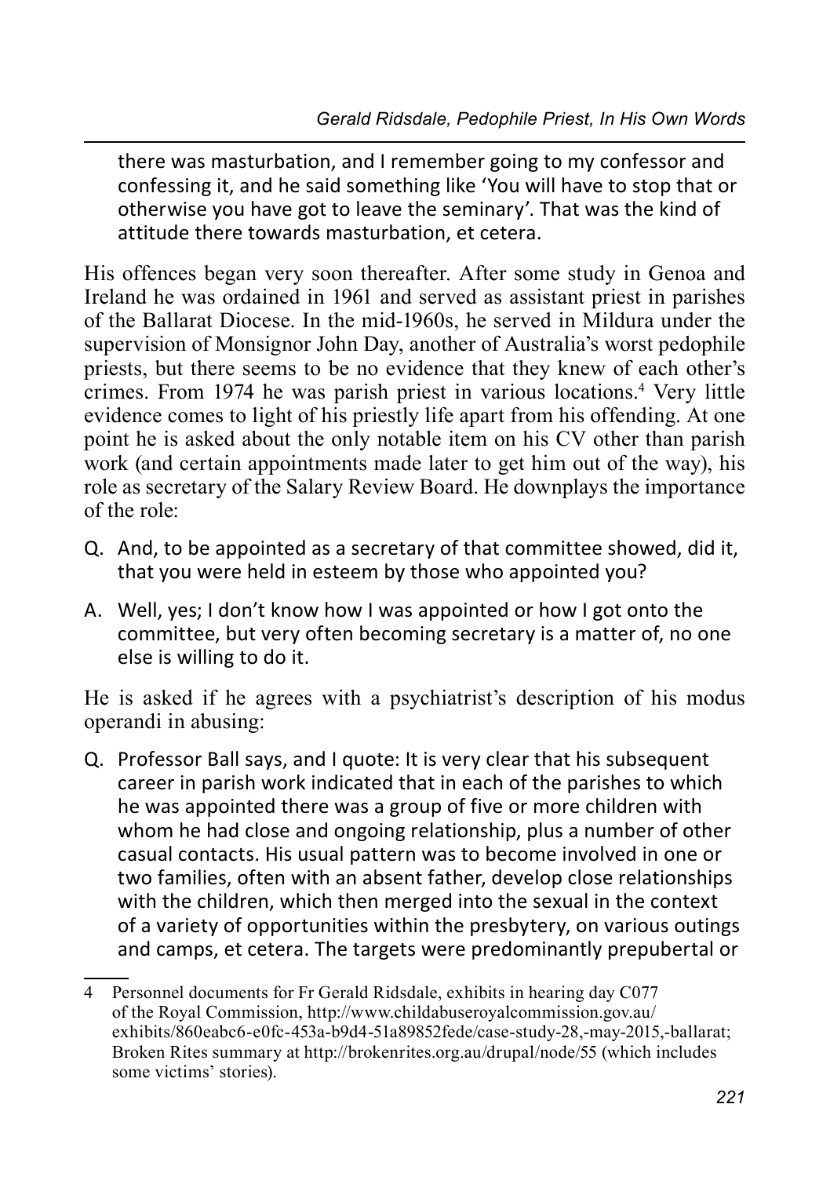there was masturbation, and I remember going to my confessor and confessing it, and he said something like 'You will have to stop that or otherwise you have got to leave the seminary'. That was the kind of attitude there towards masturbation, et cetera.

His offences began very soon thereafter. After some study in Genoa and Ireland he was ordained in 1961 and served as assistant priest in parishes of the Ballarat Diocese. In the mid-1960s, he served in Mildura under the supervision of Monsignor John Day, another of Australia's worst pedophile priests, but there seems to be no evidence that they knew of each other's crimes. From 1974 he was parish priest in various locations.[4] Very little evidence comes to light of his priestly life apart from his offending. At one point he is asked about the only notable item on his CV other than parish work (and certain appointments made later to get him out of the way), his role as secretary of the Salary Review Board. He downplays the importance of the role:

Q. And, to be appointed as a secretary of that committee showed, did it, that you were held in esteem by those who appointed you?

A. Well, yes; I don't know how I was appointed or how I got onto the committee, but very often becoming secretary is a matter of, no one else is willing to do it.

He is asked if he agrees with a psychiatrist's description of his modus operandi in abusing:

Q. Professor Ball says, and I quote: It is very clear that his subsequent career in parish work indicated that in each of the parishes to which he was appointed there was a group of five or more children with whom he had close and ongoing relationship, plus a number of other casual contacts. His usual pattern was to become involved in one or two families, often with an absent father, develop close relationships with the children, which then merged into the sexual in the context of a variety of opportunities within the presbytery, on various outings and camps, et cetera. The targets were predominantly prepubertal or

---

4 Personnel documents for Fr Gerald Ridsdale, exhibits in hearing day C077 of the Royal Commission, http://www.childabuseroyalcommission.gov.au/exhibits/860eabc6-e0fc-453a-b9d4-51a89852fede/case-study-28,-may-2015,-ballarat; Broken Rites summary at http://brokenrites.org.au/drupal/node/55 (which includes some victims' stories).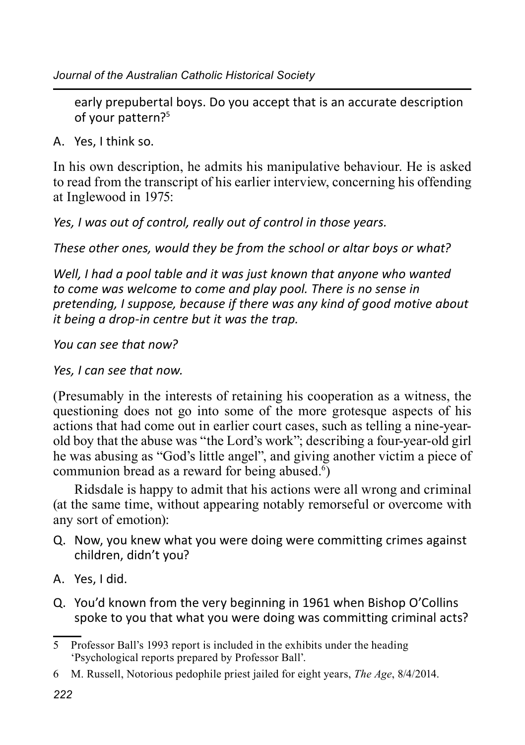early prepubertal boys. Do you accept that is an accurate description of your pattern?[5]

A. Yes, I think so.

In his own description, he admits his manipulative behaviour. He is asked to read from the transcript of his earlier interview, concerning his offending at Inglewood in 1975:

*Yes, I was out of control, really out of control in those years.*

*These other ones, would they be from the school or altar boys or what?*

*Well, I had a pool table and it was just known that anyone who wanted to come was welcome to come and play pool. There is no sense in pretending, I suppose, because if there was any kind of good motive about it being a drop-in centre but it was the trap.*

*You can see that now?*

*Yes, I can see that now.*

(Presumably in the interests of retaining his cooperation as a witness, the questioning does not go into some of the more grotesque aspects of his actions that had come out in earlier court cases, such as telling a nine-year-old boy that the abuse was "the Lord's work"; describing a four-year-old girl he was abusing as "God's little angel", and giving another victim a piece of communion bread as a reward for being abused.[6])

Ridsdale is happy to admit that his actions were all wrong and criminal (at the same time, without appearing notably remorseful or overcome with any sort of emotion):

Q. Now, you knew what you were doing were committing crimes against children, didn't you?

A. Yes, I did.

Q. You'd known from the very beginning in 1961 when Bishop O'Collins spoke to you that what you were doing was committing criminal acts?

---

5 Professor Ball's 1993 report is included in the exhibits under the heading 'Psychological reports prepared by Professor Ball'.

6 M. Russell, Notorious pedophile priest jailed for eight years, *The Age*, 8/4/2014.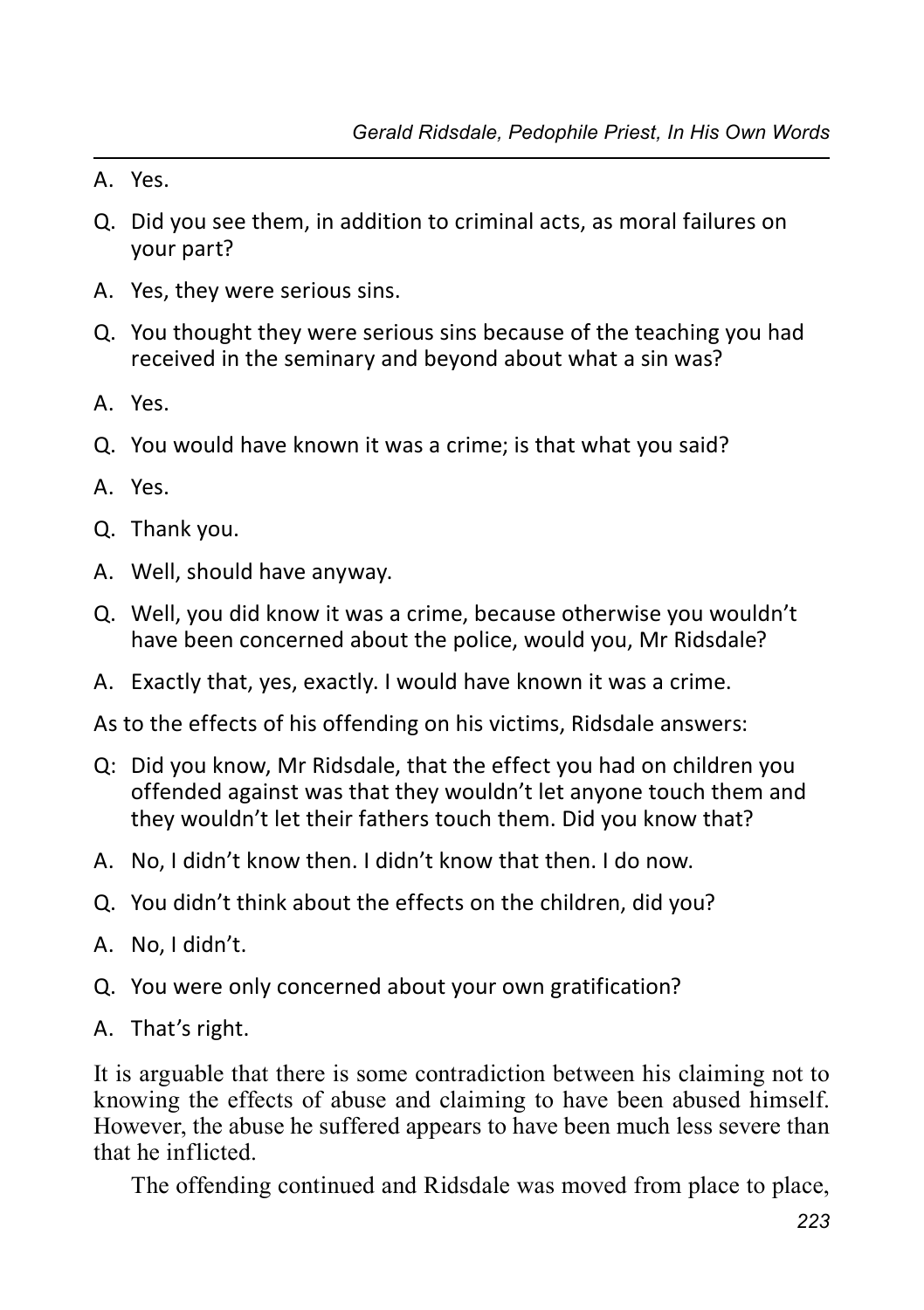A. Yes.

Q. Did you see them, in addition to criminal acts, as moral failures on your part?

A. Yes, they were serious sins.

Q. You thought they were serious sins because of the teaching you had received in the seminary and beyond about what a sin was?

A. Yes.

Q. You would have known it was a crime; is that what you said?

A. Yes.

Q. Thank you.

A. Well, should have anyway.

Q. Well, you did know it was a crime, because otherwise you wouldn't have been concerned about the police, would you, Mr Ridsdale?

A. Exactly that, yes, exactly. I would have known it was a crime.

As to the effects of his offending on his victims, Ridsdale answers:

Q: Did you know, Mr Ridsdale, that the effect you had on children you offended against was that they wouldn't let anyone touch them and they wouldn't let their fathers touch them. Did you know that?

A. No, I didn't know then. I didn't know that then. I do now.

Q. You didn't think about the effects on the children, did you?

A. No, I didn't.

Q. You were only concerned about your own gratification?

A. That's right.

It is arguable that there is some contradiction between his claiming not to knowing the effects of abuse and claiming to have been abused himself. However, the abuse he suffered appears to have been much less severe than that he inflicted.

The offending continued and Ridsdale was moved from place to place,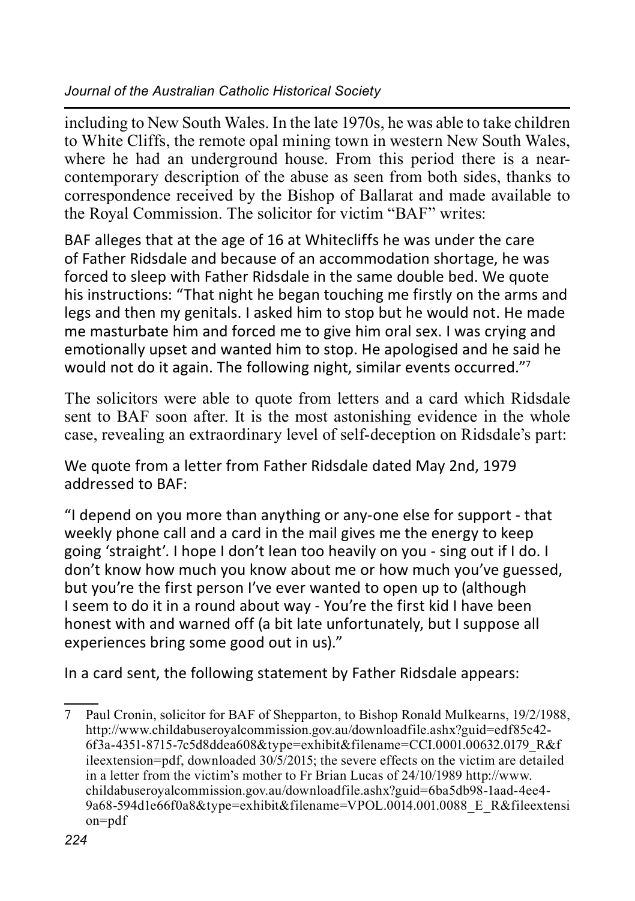including to New South Wales. In the late 1970s, he was able to take children to White Cliffs, the remote opal mining town in western New South Wales, where he had an underground house. From this period there is a near-contemporary description of the abuse as seen from both sides, thanks to correspondence received by the Bishop of Ballarat and made available to the Royal Commission. The solicitor for victim "BAF" writes:

> BAF alleges that at the age of 16 at Whitecliffs he was under the care of Father Ridsdale and because of an accommodation shortage, he was forced to sleep with Father Ridsdale in the same double bed. We quote his instructions: "That night he began touching me firstly on the arms and legs and then my genitals. I asked him to stop but he would not. He made me masturbate him and forced me to give him oral sex. I was crying and emotionally upset and wanted him to stop. He apologised and he said he would not do it again. The following night, similar events occurred."[7]

The solicitors were able to quote from letters and a card which Ridsdale sent to BAF soon after. It is the most astonishing evidence in the whole case, revealing an extraordinary level of self-deception on Ridsdale's part:

> We quote from a letter from Father Ridsdale dated May 2nd, 1979 addressed to BAF:
>
> "I depend on you more than anything or any-one else for support - that weekly phone call and a card in the mail gives me the energy to keep going 'straight'. I hope I don't lean too heavily on you - sing out if I do. I don't know how much you know about me or how much you've guessed, but you're the first person I've ever wanted to open up to (although I seem to do it in a round about way - You're the first kid I have been honest with and warned off (a bit late unfortunately, but I suppose all experiences bring some good out in us)."
>
> In a card sent, the following statement by Father Ridsdale appears:

---

7 Paul Cronin, solicitor for BAF of Shepparton, to Bishop Ronald Mulkearns, 19/2/1988, http://www.childabuseroyalcommission.gov.au/downloadfile.ashx?guid=edf85c42-6f3a-4351-8715-7c5d8ddea608&type=exhibit&filename=CCI.0001.00632.0179_R&fileextension=pdf, downloaded 30/5/2015; the severe effects on the victim are detailed in a letter from the victim's mother to Fr Brian Lucas of 24/10/1989 http://www.childabuseroyalcommission.gov.au/downloadfile.ashx?guid=6ba5db98-1aad-4ee4-9a68-594d1e66f0a8&type=exhibit&filename=VPOL.0014.001.0088_E_R&fileextension=pdf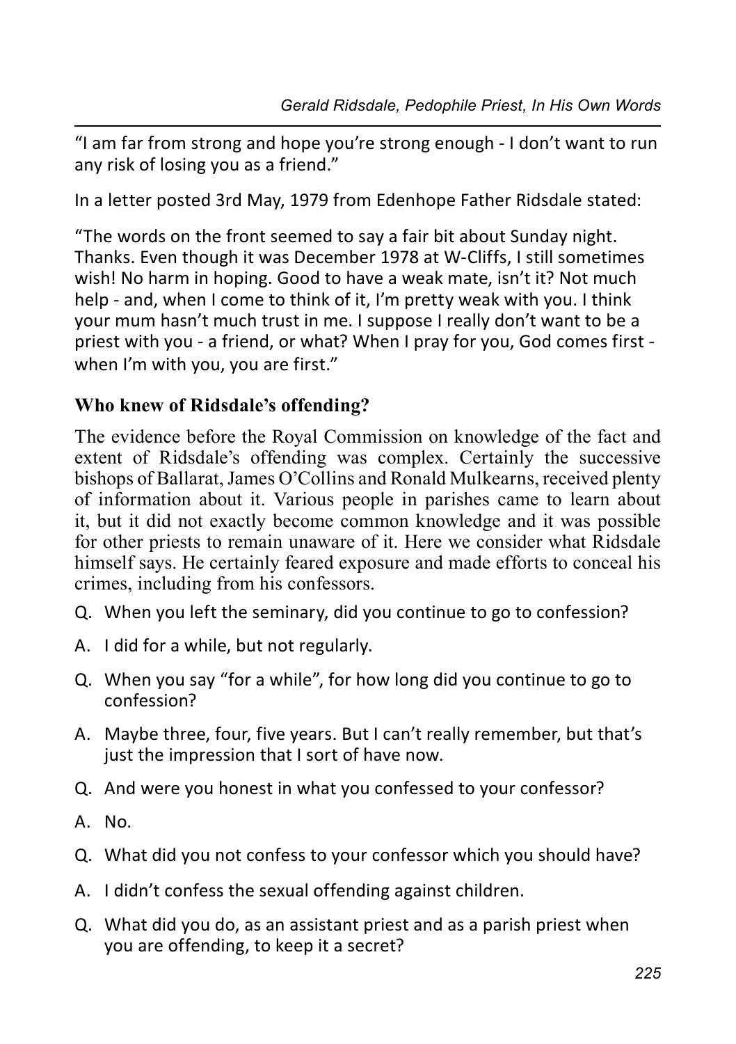"I am far from strong and hope you're strong enough - I don't want to run any risk of losing you as a friend."

In a letter posted 3rd May, 1979 from Edenhope Father Ridsdale stated:

"The words on the front seemed to say a fair bit about Sunday night. Thanks. Even though it was December 1978 at W-Cliffs, I still sometimes wish! No harm in hoping. Good to have a weak mate, isn't it? Not much help - and, when I come to think of it, I'm pretty weak with you. I think your mum hasn't much trust in me. I suppose I really don't want to be a priest with you - a friend, or what? When I pray for you, God comes first - when I'm with you, you are first."

### Who knew of Ridsdale's offending?

The evidence before the Royal Commission on knowledge of the fact and extent of Ridsdale's offending was complex. Certainly the successive bishops of Ballarat, James O'Collins and Ronald Mulkearns, received plenty of information about it. Various people in parishes came to learn about it, but it did not exactly become common knowledge and it was possible for other priests to remain unaware of it. Here we consider what Ridsdale himself says. He certainly feared exposure and made efforts to conceal his crimes, including from his confessors.

Q. When you left the seminary, did you continue to go to confession?

A. I did for a while, but not regularly.

Q. When you say "for a while", for how long did you continue to go to confession?

A. Maybe three, four, five years. But I can't really remember, but that's just the impression that I sort of have now.

Q. And were you honest in what you confessed to your confessor?

A. No.

Q. What did you not confess to your confessor which you should have?

A. I didn't confess the sexual offending against children.

Q. What did you do, as an assistant priest and as a parish priest when you are offending, to keep it a secret?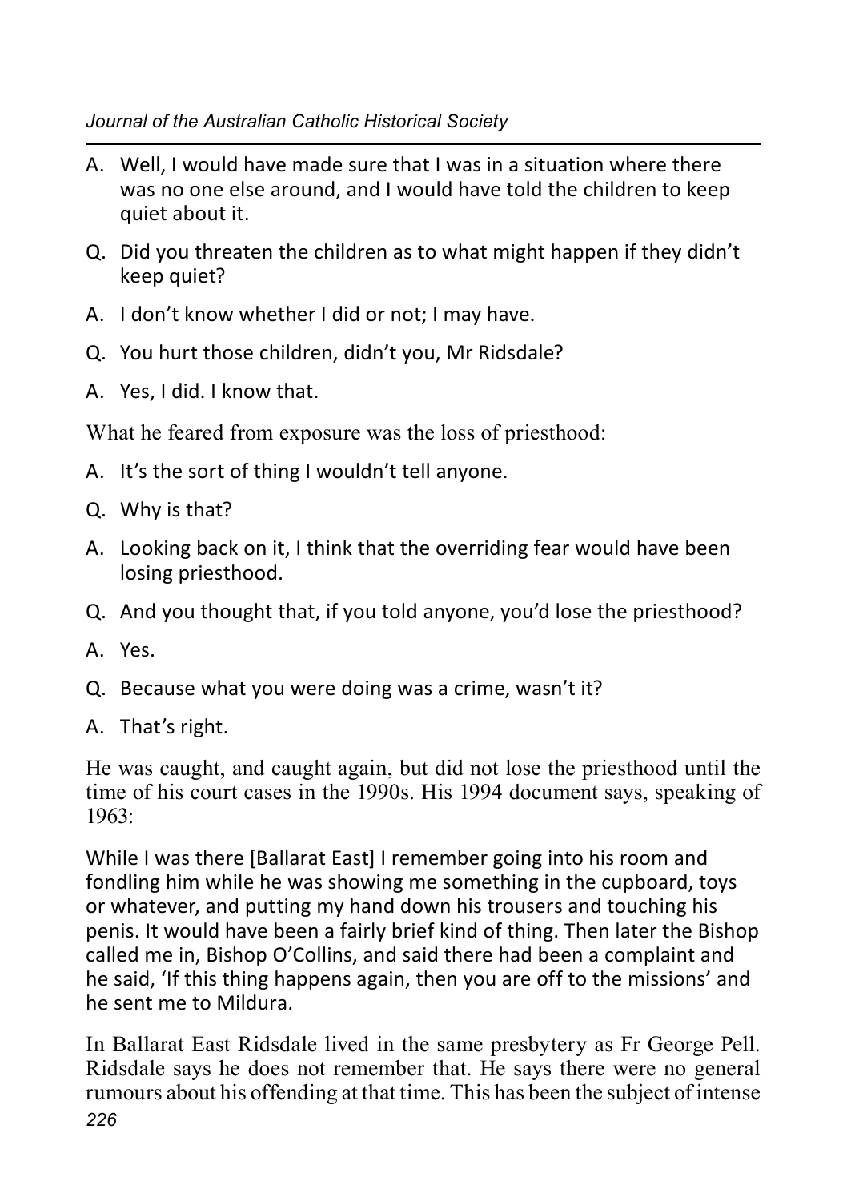A. Well, I would have made sure that I was in a situation where there was no one else around, and I would have told the children to keep quiet about it.

Q. Did you threaten the children as to what might happen if they didn't keep quiet?

A. I don't know whether I did or not; I may have.

Q. You hurt those children, didn't you, Mr Ridsdale?

A. Yes, I did. I know that.

What he feared from exposure was the loss of priesthood:

A. It's the sort of thing I wouldn't tell anyone.

Q. Why is that?

A. Looking back on it, I think that the overriding fear would have been losing priesthood.

Q. And you thought that, if you told anyone, you'd lose the priesthood?

A. Yes.

Q. Because what you were doing was a crime, wasn't it?

A. That's right.

He was caught, and caught again, but did not lose the priesthood until the time of his court cases in the 1990s. His 1994 document says, speaking of 1963:

While I was there [Ballarat East] I remember going into his room and fondling him while he was showing me something in the cupboard, toys or whatever, and putting my hand down his trousers and touching his penis. It would have been a fairly brief kind of thing. Then later the Bishop called me in, Bishop O'Collins, and said there had been a complaint and he said, 'If this thing happens again, then you are off to the missions' and he sent me to Mildura.

In Ballarat East Ridsdale lived in the same presbytery as Fr George Pell. Ridsdale says he does not remember that. He says there were no general rumours about his offending at that time. This has been the subject of intense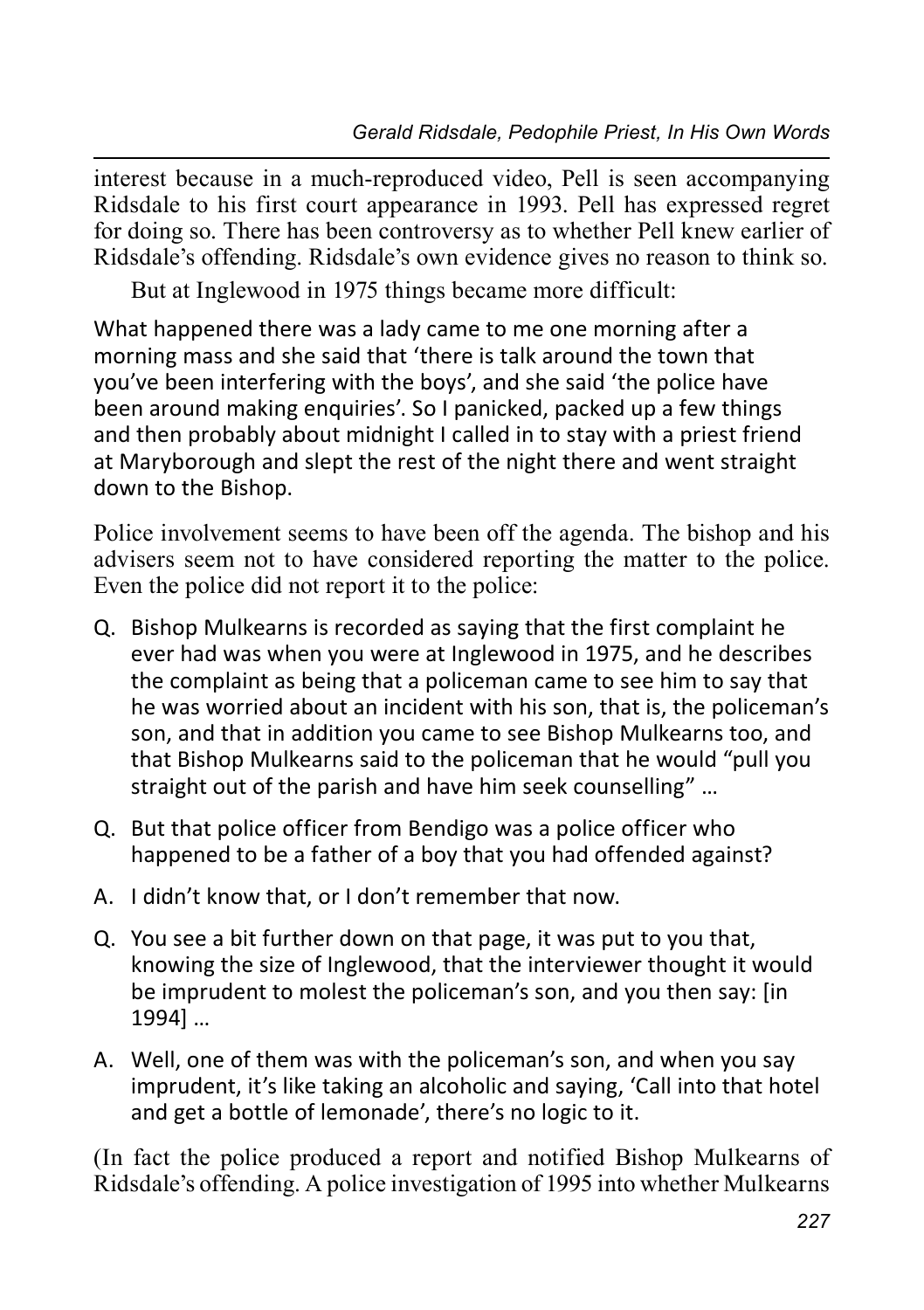interest because in a much-reproduced video, Pell is seen accompanying Ridsdale to his first court appearance in 1993. Pell has expressed regret for doing so. There has been controversy as to whether Pell knew earlier of Ridsdale's offending. Ridsdale's own evidence gives no reason to think so.

But at Inglewood in 1975 things became more difficult:

> What happened there was a lady came to me one morning after a morning mass and she said that 'there is talk around the town that you've been interfering with the boys', and she said 'the police have been around making enquiries'. So I panicked, packed up a few things and then probably about midnight I called in to stay with a priest friend at Maryborough and slept the rest of the night there and went straight down to the Bishop.

Police involvement seems to have been off the agenda. The bishop and his advisers seem not to have considered reporting the matter to the police. Even the police did not report it to the police:

> Q. Bishop Mulkearns is recorded as saying that the first complaint he ever had was when you were at Inglewood in 1975, and he describes the complaint as being that a policeman came to see him to say that he was worried about an incident with his son, that is, the policeman's son, and that in addition you came to see Bishop Mulkearns too, and that Bishop Mulkearns said to the policeman that he would "pull you straight out of the parish and have him seek counselling" …
>
> Q. But that police officer from Bendigo was a police officer who happened to be a father of a boy that you had offended against?
>
> A. I didn't know that, or I don't remember that now.
>
> Q. You see a bit further down on that page, it was put to you that, knowing the size of Inglewood, that the interviewer thought it would be imprudent to molest the policeman's son, and you then say: [in 1994] …
>
> A. Well, one of them was with the policeman's son, and when you say imprudent, it's like taking an alcoholic and saying, 'Call into that hotel and get a bottle of lemonade', there's no logic to it.

(In fact the police produced a report and notified Bishop Mulkearns of Ridsdale's offending. A police investigation of 1995 into whether Mulkearns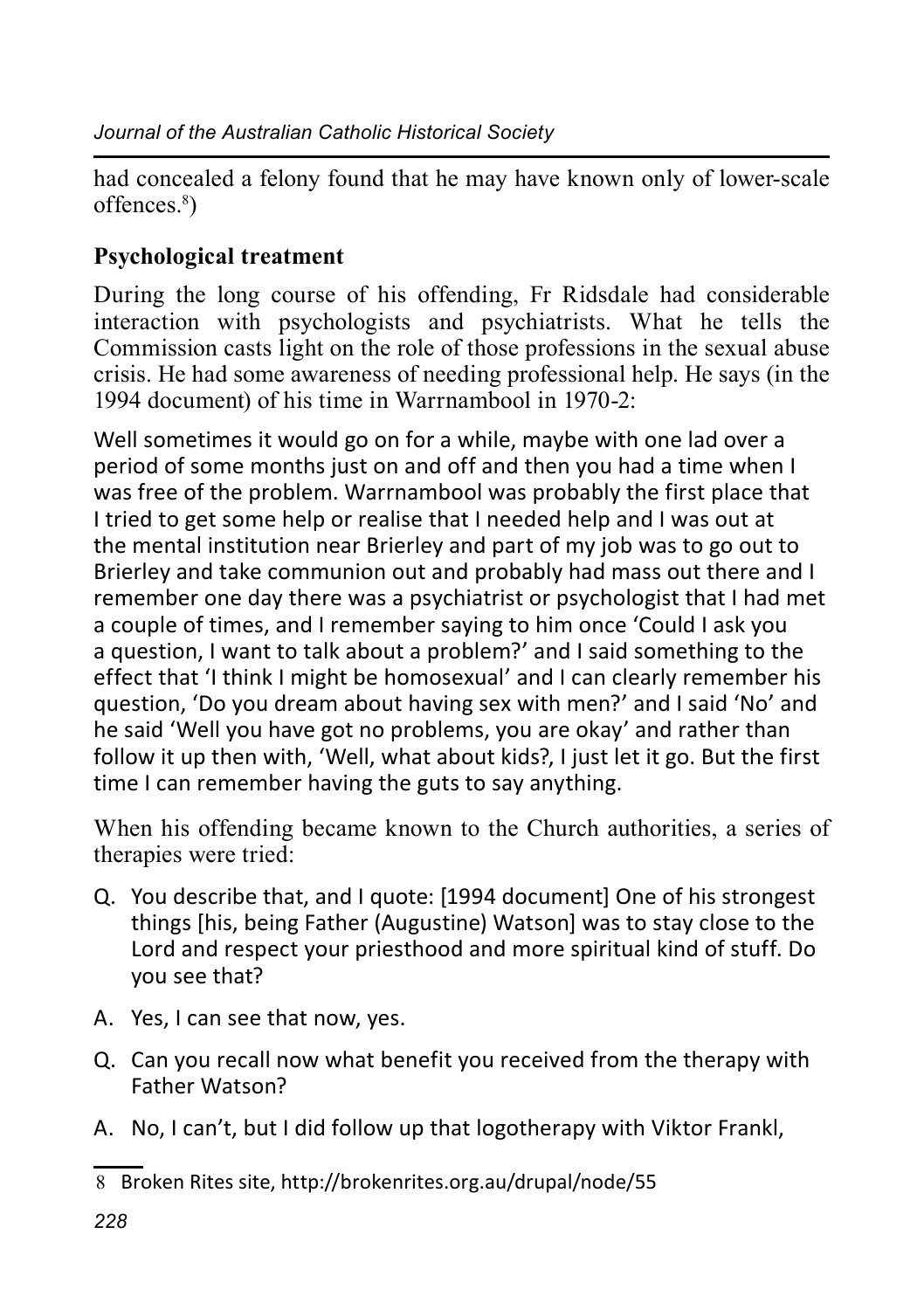had concealed a felony found that he may have known only of lower-scale offences.[8])

## Psychological treatment

During the long course of his offending, Fr Ridsdale had considerable interaction with psychologists and psychiatrists. What he tells the Commission casts light on the role of those professions in the sexual abuse crisis. He had some awareness of needing professional help. He says (in the 1994 document) of his time in Warrnambool in 1970-2:

Well sometimes it would go on for a while, maybe with one lad over a period of some months just on and off and then you had a time when I was free of the problem. Warrnambool was probably the first place that I tried to get some help or realise that I needed help and I was out at the mental institution near Brierley and part of my job was to go out to Brierley and take communion out and probably had mass out there and I remember one day there was a psychiatrist or psychologist that I had met a couple of times, and I remember saying to him once 'Could I ask you a question, I want to talk about a problem?' and I said something to the effect that 'I think I might be homosexual' and I can clearly remember his question, 'Do you dream about having sex with men?' and I said 'No' and he said 'Well you have got no problems, you are okay' and rather than follow it up then with, 'Well, what about kids?, I just let it go. But the first time I can remember having the guts to say anything.

When his offending became known to the Church authorities, a series of therapies were tried:

Q. You describe that, and I quote: [1994 document] One of his strongest things [his, being Father (Augustine) Watson] was to stay close to the Lord and respect your priesthood and more spiritual kind of stuff. Do you see that?

A. Yes, I can see that now, yes.

Q. Can you recall now what benefit you received from the therapy with Father Watson?

A. No, I can't, but I did follow up that logotherapy with Viktor Frankl,

---

8 Broken Rites site, http://brokenrites.org.au/drupal/node/55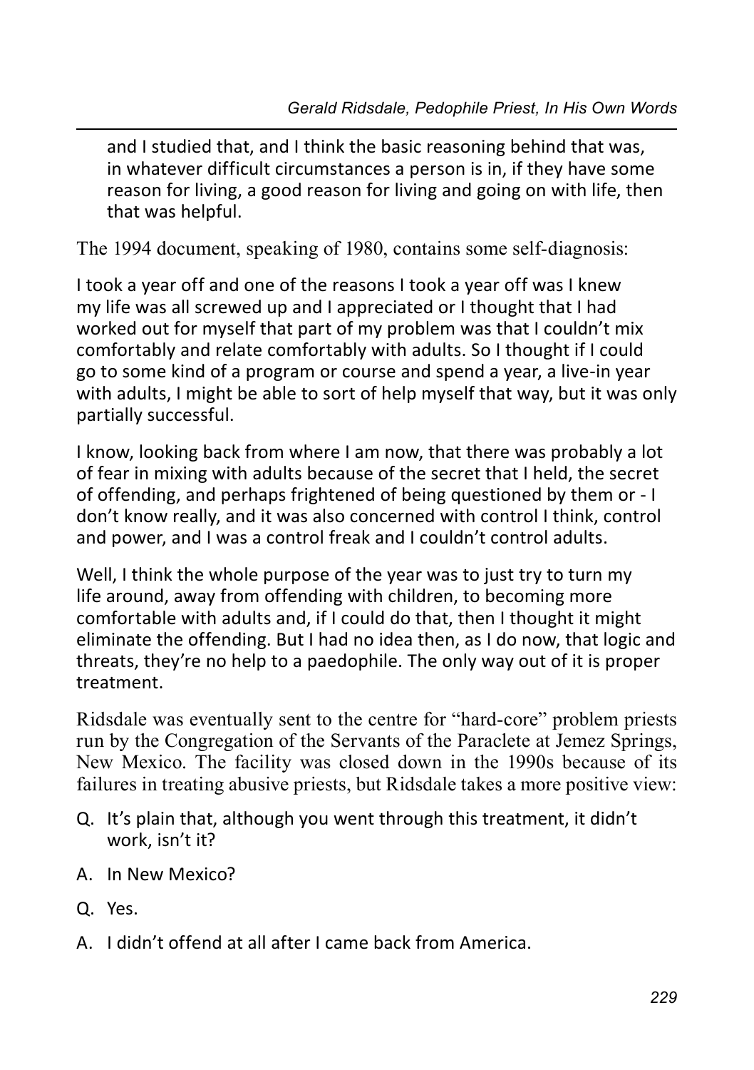and I studied that, and I think the basic reasoning behind that was, in whatever difficult circumstances a person is in, if they have some reason for living, a good reason for living and going on with life, then that was helpful.

The 1994 document, speaking of 1980, contains some self-diagnosis:

I took a year off and one of the reasons I took a year off was I knew my life was all screwed up and I appreciated or I thought that I had worked out for myself that part of my problem was that I couldn't mix comfortably and relate comfortably with adults. So I thought if I could go to some kind of a program or course and spend a year, a live-in year with adults, I might be able to sort of help myself that way, but it was only partially successful.

I know, looking back from where I am now, that there was probably a lot of fear in mixing with adults because of the secret that I held, the secret of offending, and perhaps frightened of being questioned by them or - I don't know really, and it was also concerned with control I think, control and power, and I was a control freak and I couldn't control adults.

Well, I think the whole purpose of the year was to just try to turn my life around, away from offending with children, to becoming more comfortable with adults and, if I could do that, then I thought it might eliminate the offending. But I had no idea then, as I do now, that logic and threats, they're no help to a paedophile. The only way out of it is proper treatment.

Ridsdale was eventually sent to the centre for "hard-core" problem priests run by the Congregation of the Servants of the Paraclete at Jemez Springs, New Mexico. The facility was closed down in the 1990s because of its failures in treating abusive priests, but Ridsdale takes a more positive view:

Q. It's plain that, although you went through this treatment, it didn't work, isn't it?

A. In New Mexico?

Q. Yes.

A. I didn't offend at all after I came back from America.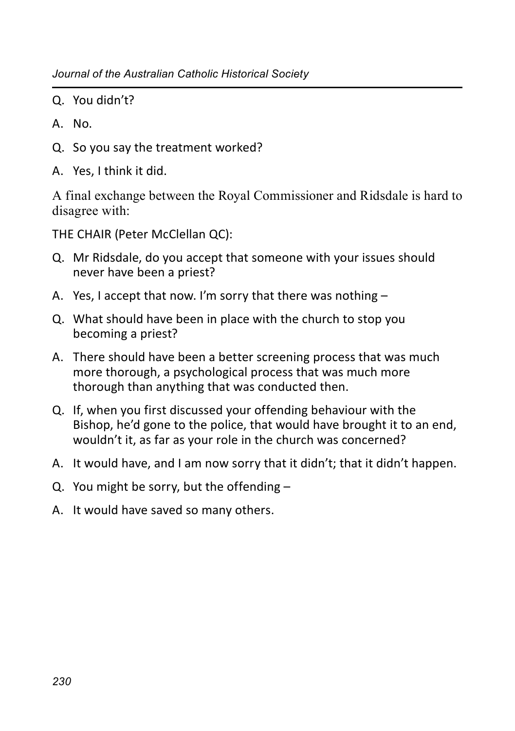Q. You didn't?

A. No.

Q. So you say the treatment worked?

A. Yes, I think it did.

A final exchange between the Royal Commissioner and Ridsdale is hard to disagree with:

THE CHAIR (Peter McClellan QC):

Q. Mr Ridsdale, do you accept that someone with your issues should never have been a priest?

A. Yes, I accept that now. I'm sorry that there was nothing –

Q. What should have been in place with the church to stop you becoming a priest?

A. There should have been a better screening process that was much more thorough, a psychological process that was much more thorough than anything that was conducted then.

Q. If, when you first discussed your offending behaviour with the Bishop, he'd gone to the police, that would have brought it to an end, wouldn't it, as far as your role in the church was concerned?

A. It would have, and I am now sorry that it didn't; that it didn't happen.

Q. You might be sorry, but the offending –

A. It would have saved so many others.